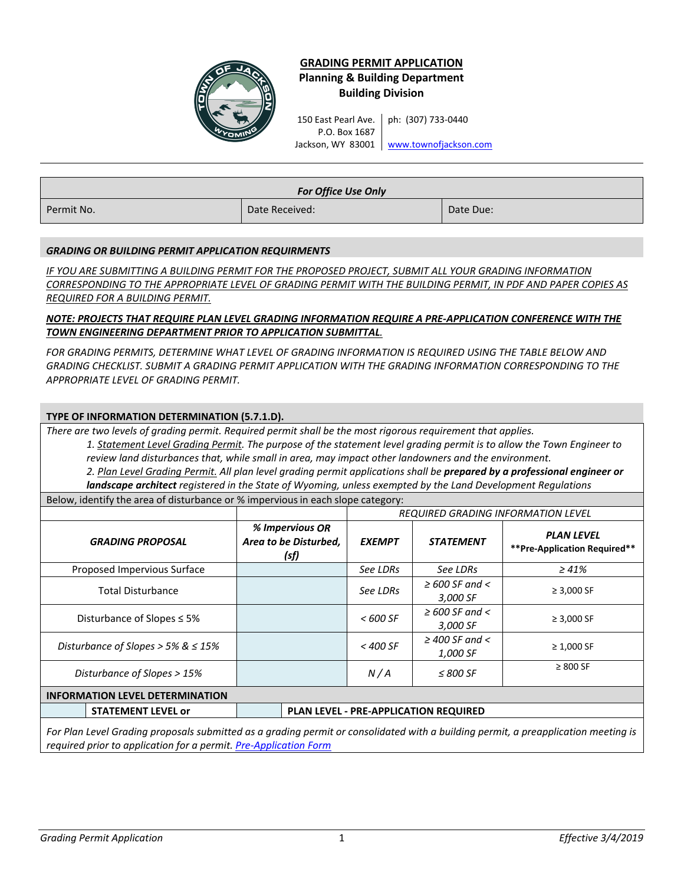# GRADING PERMIT APPLICATION

**Planning & Building Department**
**Building Division**

150 East Pearl Ave.
P.O. Box 1687
Jackson, WY 83001

ph: (307) 733-0440
www.townofjackson.com

| *For Office Use Only* | | |
|---|---|---|
| Permit No. | Date Received: | Date Due: |

## *GRADING OR BUILDING PERMIT APPLICATION REQUIRMENTS*

*IF YOU ARE SUBMITTING A BUILDING PERMIT FOR THE PROPOSED PROJECT, SUBMIT ALL YOUR GRADING INFORMATION CORRESPONDING TO THE APPROPRIATE LEVEL OF GRADING PERMIT WITH THE BUILDING PERMIT, IN PDF AND PAPER COPIES AS REQUIRED FOR A BUILDING PERMIT.*

***NOTE: PROJECTS THAT REQUIRE PLAN LEVEL GRADING INFORMATION REQUIRE A PRE-APPLICATION CONFERENCE WITH THE TOWN ENGINEERING DEPARTMENT PRIOR TO APPLICATION SUBMITTAL.***

*FOR GRADING PERMITS, DETERMINE WHAT LEVEL OF GRADING INFORMATION IS REQUIRED USING THE TABLE BELOW AND GRADING CHECKLIST. SUBMIT A GRADING PERMIT APPLICATION WITH THE GRADING INFORMATION CORRESPONDING TO THE APPROPRIATE LEVEL OF GRADING PERMIT.*

## TYPE OF INFORMATION DETERMINATION (5.7.1.D).

*There are two levels of grading permit. Required permit shall be the most rigorous requirement that applies.*

1. *Statement Level Grading Permit. The purpose of the statement level grading permit is to allow the Town Engineer to review land disturbances that, while small in area, may impact other landowners and the environment.*
2. *Plan Level Grading Permit. All plan level grading permit applications shall be* ***prepared by a professional engineer or landscape architect*** *registered in the State of Wyoming, unless exempted by the Land Development Regulations*

Below, identify the area of disturbance or % impervious in each slope category:

| | | *REQUIRED GRADING INFORMATION LEVEL* | | |
|---|---|---|---|---|
| ***GRADING PROPOSAL*** | ***% Impervious OR Area to be Disturbed, (sf)*** | ***EXEMPT*** | ***STATEMENT*** | ***PLAN LEVEL*** **\*\*Pre-Application Required\*\*** |
| Proposed Impervious Surface | | *See LDRs* | *See LDRs* | *≥ 41%* |
| Total Disturbance | | *See LDRs* | *≥ 600 SF and < 3,000 SF* | ≥ 3,000 SF |
| Disturbance of Slopes ≤ 5% | | *< 600 SF* | *≥ 600 SF and < 3,000 SF* | ≥ 3,000 SF |
| *Disturbance of Slopes > 5% & ≤ 15%* | | *< 400 SF* | *≥ 400 SF and < 1,000 SF* | ≥ 1,000 SF |
| *Disturbance of Slopes > 15%* | | *N / A* | *≤ 800 SF* | ≥ 800 SF |

**INFORMATION LEVEL DETERMINATION**

| | STATEMENT LEVEL or | | PLAN LEVEL - PRE-APPLICATION REQUIRED |
|---|---|---|---|

*For Plan Level Grading proposals submitted as a grading permit or consolidated with a building permit, a preapplication meeting is required prior to application for a permit. Pre-Application Form*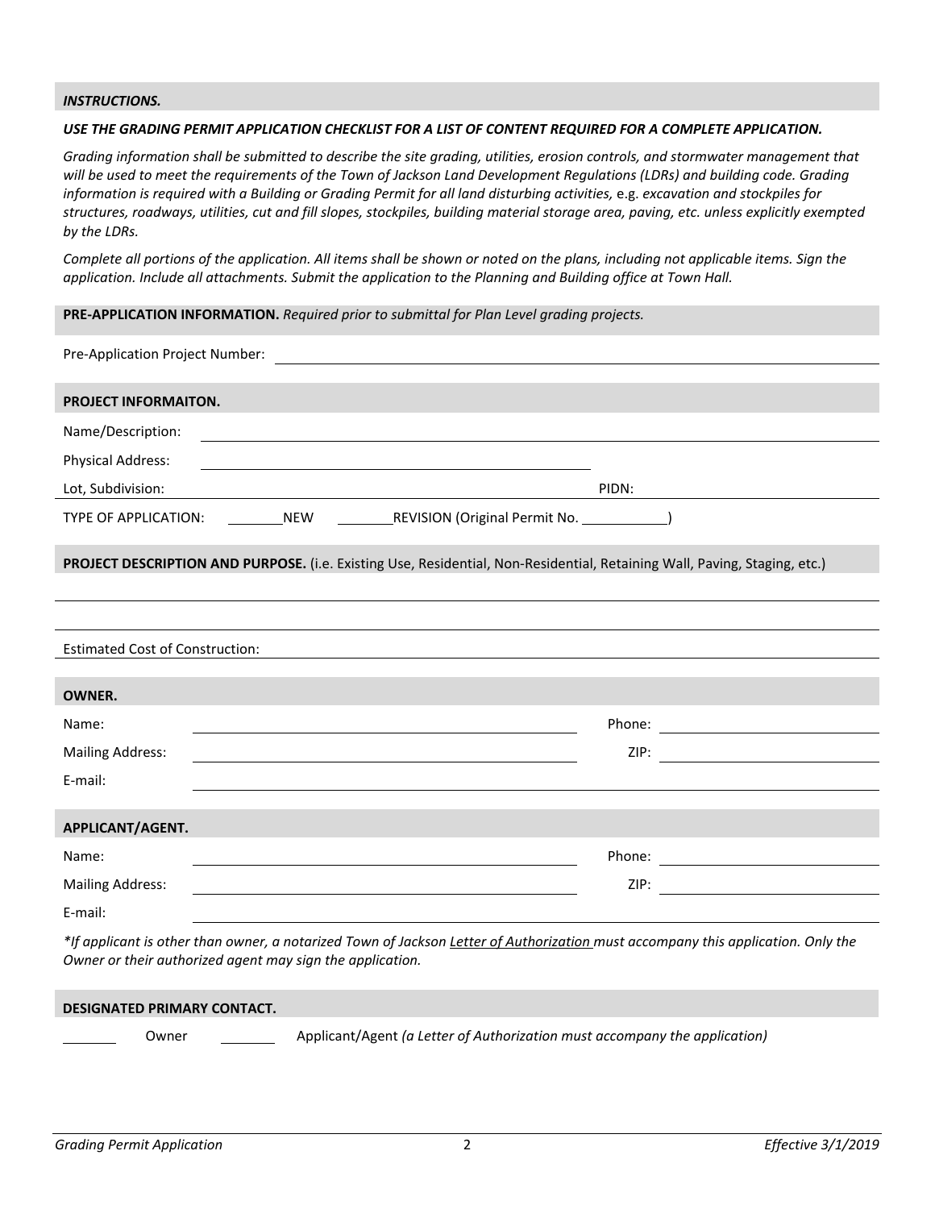***INSTRUCTIONS.***

***USE THE GRADING PERMIT APPLICATION CHECKLIST FOR A LIST OF CONTENT REQUIRED FOR A COMPLETE APPLICATION.***

*Grading information shall be submitted to describe the site grading, utilities, erosion controls, and stormwater management that will be used to meet the requirements of the Town of Jackson Land Development Regulations (LDRs) and building code. Grading information is required with a Building or Grading Permit for all land disturbing activities,* e.g. *excavation and stockpiles for structures, roadways, utilities, cut and fill slopes, stockpiles, building material storage area, paving, etc. unless explicitly exempted by the LDRs.*

*Complete all portions of the application. All items shall be shown or noted on the plans, including not applicable items. Sign the application. Include all attachments. Submit the application to the Planning and Building office at Town Hall.*

**PRE-APPLICATION INFORMATION.** *Required prior to submittal for Plan Level grading projects.*

Pre-Application Project Number: ______________________________

**PROJECT INFORMAITON.**

Name/Description: ______________________________

Physical Address: ______________________________

Lot, Subdivision: ______________________________ PIDN: ______________________________

TYPE OF APPLICATION: ________NEW ________REVISION (Original Permit No. ___________)

**PROJECT DESCRIPTION AND PURPOSE.** (i.e. Existing Use, Residential, Non-Residential, Retaining Wall, Paving, Staging, etc.)

______________________________

______________________________

Estimated Cost of Construction: ______________________________

**OWNER.**

Name: ______________________________ Phone: ______________________________

Mailing Address: ______________________________ ZIP: ______________________________

E-mail: ______________________________

**APPLICANT/AGENT.**

Name: ______________________________ Phone: ______________________________

Mailing Address: ______________________________ ZIP: ______________________________

E-mail: ______________________________

**If applicant is other than owner, a notarized Town of Jackson Letter of Authorization must accompany this application. Only the Owner or their authorized agent may sign the application.*

**DESIGNATED PRIMARY CONTACT.**

________ Owner ________ Applicant/Agent *(a Letter of Authorization must accompany the application)*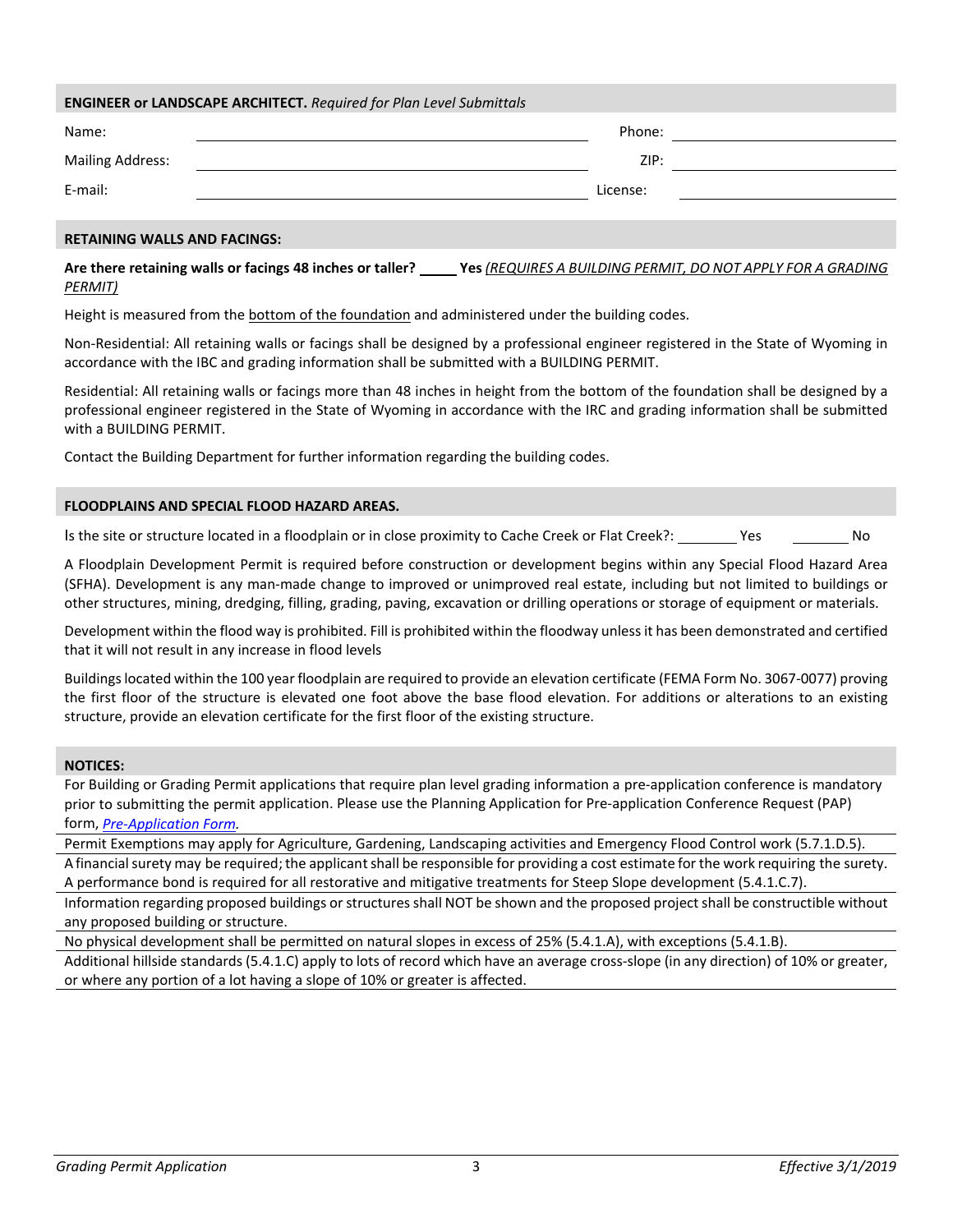**ENGINEER or LANDSCAPE ARCHITECT.** *Required for Plan Level Submittals*

Name: ______________________________ Phone: ______________________

Mailing Address: ______________________________ ZIP: ______________________

E-mail: ______________________________ License: ______________________

**RETAINING WALLS AND FACINGS:**

**Are there retaining walls or facings 48 inches or taller? _____ Yes** *(REQUIRES A BUILDING PERMIT, DO NOT APPLY FOR A GRADING PERMIT)*

Height is measured from the bottom of the foundation and administered under the building codes.

Non-Residential: All retaining walls or facings shall be designed by a professional engineer registered in the State of Wyoming in accordance with the IBC and grading information shall be submitted with a BUILDING PERMIT.

Residential: All retaining walls or facings more than 48 inches in height from the bottom of the foundation shall be designed by a professional engineer registered in the State of Wyoming in accordance with the IRC and grading information shall be submitted with a BUILDING PERMIT.

Contact the Building Department for further information regarding the building codes.

**FLOODPLAINS AND SPECIAL FLOOD HAZARD AREAS.**

Is the site or structure located in a floodplain or in close proximity to Cache Creek or Flat Creek?: ________ Yes ________ No

A Floodplain Development Permit is required before construction or development begins within any Special Flood Hazard Area (SFHA). Development is any man-made change to improved or unimproved real estate, including but not limited to buildings or other structures, mining, dredging, filling, grading, paving, excavation or drilling operations or storage of equipment or materials.

Development within the flood way is prohibited. Fill is prohibited within the floodway unless it has been demonstrated and certified that it will not result in any increase in flood levels

Buildings located within the 100 year floodplain are required to provide an elevation certificate (FEMA Form No. 3067-0077) proving the first floor of the structure is elevated one foot above the base flood elevation. For additions or alterations to an existing structure, provide an elevation certificate for the first floor of the existing structure.

**NOTICES:**

For Building or Grading Permit applications that require plan level grading information a pre-application conference is mandatory prior to submitting the permit application. Please use the Planning Application for Pre-application Conference Request (PAP) form, *Pre-Application Form.*

Permit Exemptions may apply for Agriculture, Gardening, Landscaping activities and Emergency Flood Control work (5.7.1.D.5).

A financial surety may be required; the applicant shall be responsible for providing a cost estimate for the work requiring the surety. A performance bond is required for all restorative and mitigative treatments for Steep Slope development (5.4.1.C.7).

Information regarding proposed buildings or structures shall NOT be shown and the proposed project shall be constructible without any proposed building or structure.

No physical development shall be permitted on natural slopes in excess of 25% (5.4.1.A), with exceptions (5.4.1.B).

Additional hillside standards (5.4.1.C) apply to lots of record which have an average cross-slope (in any direction) of 10% or greater, or where any portion of a lot having a slope of 10% or greater is affected.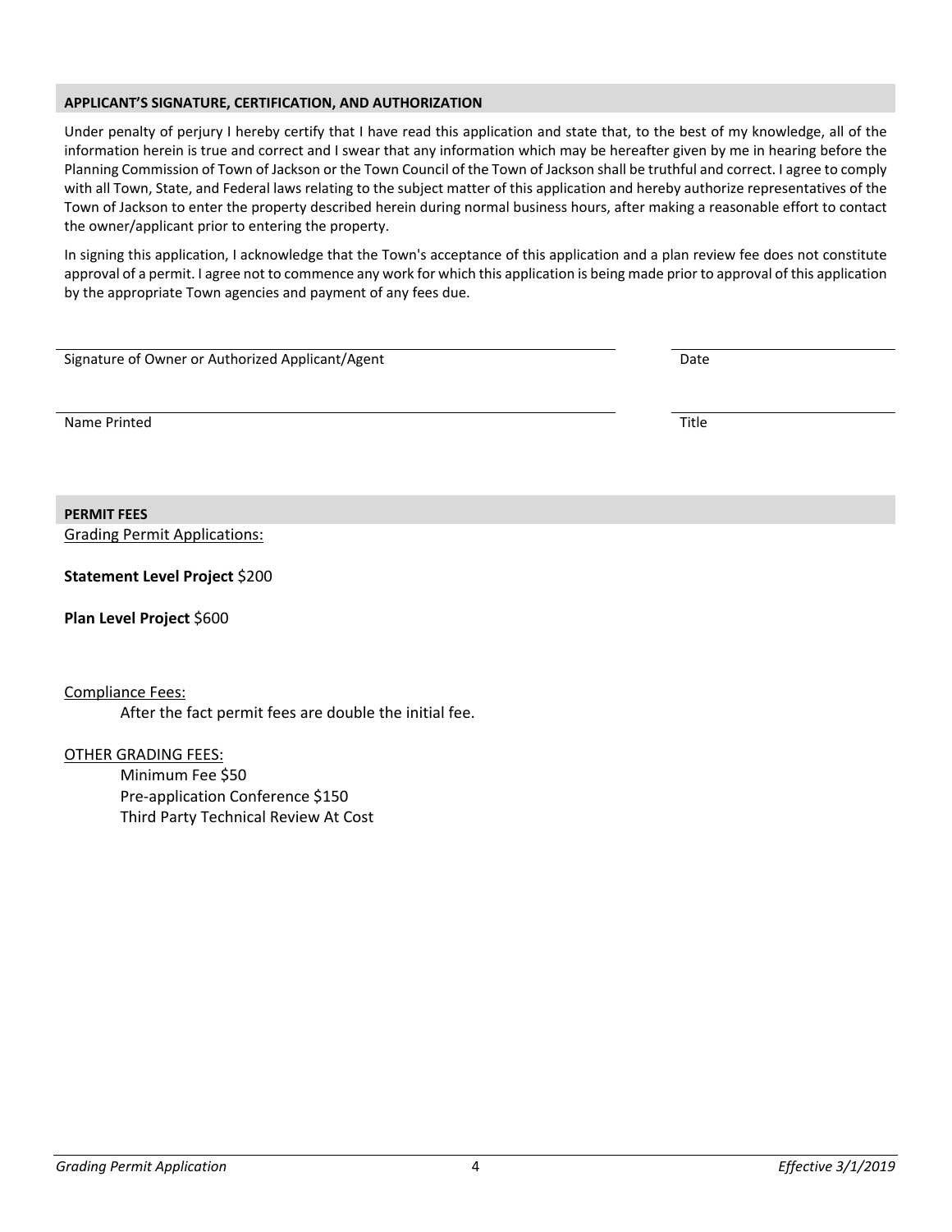## APPLICANT'S SIGNATURE, CERTIFICATION, AND AUTHORIZATION

Under penalty of perjury I hereby certify that I have read this application and state that, to the best of my knowledge, all of the information herein is true and correct and I swear that any information which may be hereafter given by me in hearing before the Planning Commission of Town of Jackson or the Town Council of the Town of Jackson shall be truthful and correct. I agree to comply with all Town, State, and Federal laws relating to the subject matter of this application and hereby authorize representatives of the Town of Jackson to enter the property described herein during normal business hours, after making a reasonable effort to contact the owner/applicant prior to entering the property.

In signing this application, I acknowledge that the Town's acceptance of this application and a plan review fee does not constitute approval of a permit. I agree not to commence any work for which this application is being made prior to approval of this application by the appropriate Town agencies and payment of any fees due.

\_\_\_\_\_\_\_\_\_\_\_\_\_\_\_\_\_\_\_\_\_\_\_\_\_\_\_\_\_\_\_\_\_\_\_\_\_\_\_\_ \_\_\_\_\_\_\_\_\_\_\_\_\_\_\_\_\_\_\_\_
Signature of Owner or Authorized Applicant/Agent — Date

\_\_\_\_\_\_\_\_\_\_\_\_\_\_\_\_\_\_\_\_\_\_\_\_\_\_\_\_\_\_\_\_\_\_\_\_\_\_\_\_ \_\_\_\_\_\_\_\_\_\_\_\_\_\_\_\_\_\_\_\_
Name Printed — Title

## PERMIT FEES

Grading Permit Applications:

**Statement Level Project** $200

**Plan Level Project** $600

Compliance Fees:

After the fact permit fees are double the initial fee.

OTHER GRADING FEES:

Minimum Fee $50
Pre-application Conference $150
Third Party Technical Review At Cost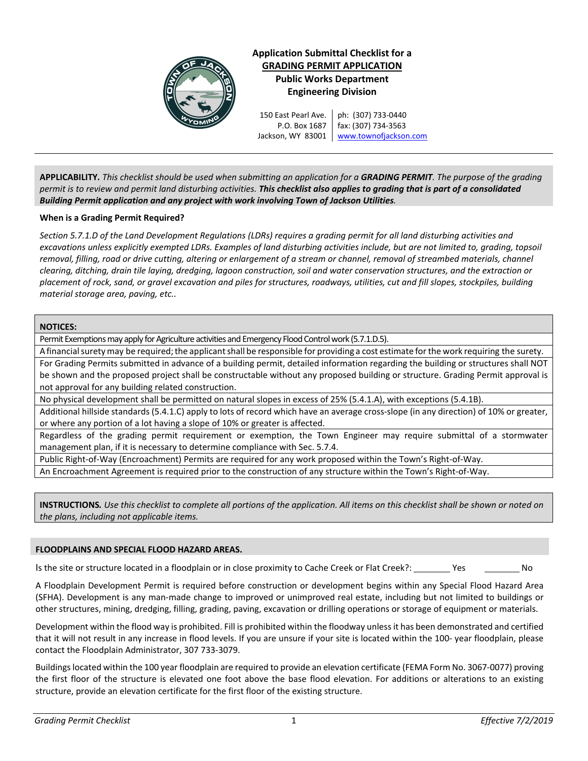# Application Submittal Checklist for a GRADING PERMIT APPLICATION

**Public Works Department**
**Engineering Division**

150 East Pearl Ave.
P.O. Box 1687
Jackson, WY 83001

ph: (307) 733-0440
fax: (307) 734-3563
www.townofjackson.com

**APPLICABILITY.** *This checklist should be used when submitting an application for a **GRADING PERMIT**. The purpose of the grading permit is to review and permit land disturbing activities. **This checklist also applies to grading that is part of a consolidated Building Permit application and any project with work involving Town of Jackson Utilities**.*

**When is a Grading Permit Required?**

*Section 5.7.1.D of the Land Development Regulations (LDRs) requires a grading permit for all land disturbing activities and excavations unless explicitly exempted LDRs. Examples of land disturbing activities include, but are not limited to, grading, topsoil removal, filling, road or drive cutting, altering or enlargement of a stream or channel, removal of streambed materials, channel clearing, ditching, drain tile laying, dredging, lagoon construction, soil and water conservation structures, and the extraction or placement of rock, sand, or gravel excavation and piles for structures, roadways, utilities, cut and fill slopes, stockpiles, building material storage area, paving, etc..*

| **NOTICES:** |
|---|
| Permit Exemptions may apply for Agriculture activities and Emergency Flood Control work (5.7.1.D.5). |
| A financial surety may be required; the applicant shall be responsible for providing a cost estimate for the work requiring the surety. |
| For Grading Permits submitted in advance of a building permit, detailed information regarding the building or structures shall NOT be shown and the proposed project shall be constructable without any proposed building or structure. Grading Permit approval is not approval for any building related construction. |
| No physical development shall be permitted on natural slopes in excess of 25% (5.4.1.A), with exceptions (5.4.1B). |
| Additional hillside standards (5.4.1.C) apply to lots of record which have an average cross-slope (in any direction) of 10% or greater, or where any portion of a lot having a slope of 10% or greater is affected. |
| Regardless of the grading permit requirement or exemption, the Town Engineer may require submittal of a stormwater management plan, if it is necessary to determine compliance with Sec. 5.7.4. |
| Public Right-of-Way (Encroachment) Permits are required for any work proposed within the Town's Right-of-Way. |
| An Encroachment Agreement is required prior to the construction of any structure within the Town's Right-of-Way. |

**INSTRUCTIONS.** *Use this checklist to complete all portions of the application. All items on this checklist shall be shown or noted on the plans, including not applicable items.*

## FLOODPLAINS AND SPECIAL FLOOD HAZARD AREAS.

Is the site or structure located in a floodplain or in close proximity to Cache Creek or Flat Creek?: ________ Yes ________ No

A Floodplain Development Permit is required before construction or development begins within any Special Flood Hazard Area (SFHA). Development is any man-made change to improved or unimproved real estate, including but not limited to buildings or other structures, mining, dredging, filling, grading, paving, excavation or drilling operations or storage of equipment or materials.

Development within the flood way is prohibited. Fill is prohibited within the floodway unless it has been demonstrated and certified that it will not result in any increase in flood levels. If you are unsure if your site is located within the 100- year floodplain, please contact the Floodplain Administrator, 307 733-3079.

Buildings located within the 100 year floodplain are required to provide an elevation certificate (FEMA Form No. 3067-0077) proving the first floor of the structure is elevated one foot above the base flood elevation. For additions or alterations to an existing structure, provide an elevation certificate for the first floor of the existing structure.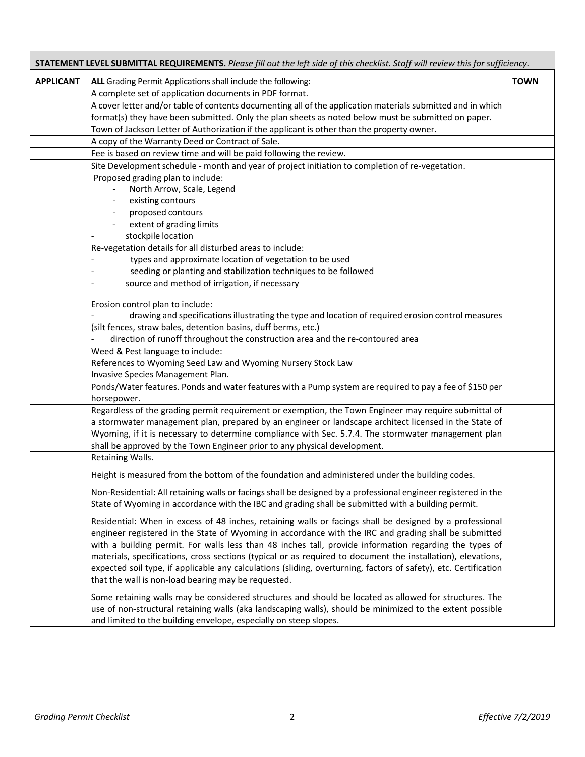**STATEMENT LEVEL SUBMITTAL REQUIREMENTS.** *Please fill out the left side of this checklist. Staff will review this for sufficiency.*

| APPLICANT | **ALL** Grading Permit Applications shall include the following: | TOWN |
|---|---|---|
| | A complete set of application documents in PDF format. | |
| | A cover letter and/or table of contents documenting all of the application materials submitted and in which format(s) they have been submitted. Only the plan sheets as noted below must be submitted on paper. | |
| | Town of Jackson Letter of Authorization if the applicant is other than the property owner. | |
| | A copy of the Warranty Deed or Contract of Sale. | |
| | Fee is based on review time and will be paid following the review. | |
| | Site Development schedule - month and year of project initiation to completion of re-vegetation. | |
| | Proposed grading plan to include:<br>- North Arrow, Scale, Legend<br>- existing contours<br>- proposed contours<br>- extent of grading limits<br>- stockpile location | |
| | Re-vegetation details for all disturbed areas to include:<br>- types and approximate location of vegetation to be used<br>- seeding or planting and stabilization techniques to be followed<br>- source and method of irrigation, if necessary | |
| | Erosion control plan to include:<br>- drawing and specifications illustrating the type and location of required erosion control measures (silt fences, straw bales, detention basins, duff berms, etc.)<br>- direction of runoff throughout the construction area and the re-contoured area | |
| | Weed & Pest language to include:<br>References to Wyoming Seed Law and Wyoming Nursery Stock Law<br>Invasive Species Management Plan. | |
| | Ponds/Water features. Ponds and water features with a Pump system are required to pay a fee of $150 per horsepower. | |
| | Regardless of the grading permit requirement or exemption, the Town Engineer may require submittal of a stormwater management plan, prepared by an engineer or landscape architect licensed in the State of Wyoming, if it is necessary to determine compliance with Sec. 5.7.4. The stormwater management plan shall be approved by the Town Engineer prior to any physical development. | |
| | Retaining Walls.<br><br>Height is measured from the bottom of the foundation and administered under the building codes.<br><br>Non-Residential: All retaining walls or facings shall be designed by a professional engineer registered in the State of Wyoming in accordance with the IBC and grading shall be submitted with a building permit.<br><br>Residential: When in excess of 48 inches, retaining walls or facings shall be designed by a professional engineer registered in the State of Wyoming in accordance with the IRC and grading shall be submitted with a building permit. For walls less than 48 inches tall, provide information regarding the types of materials, specifications, cross sections (typical or as required to document the installation), elevations, expected soil type, if applicable any calculations (sliding, overturning, factors of safety), etc. Certification that the wall is non-load bearing may be requested.<br><br>Some retaining walls may be considered structures and should be located as allowed for structures. The use of non-structural retaining walls (aka landscaping walls), should be minimized to the extent possible and limited to the building envelope, especially on steep slopes. | |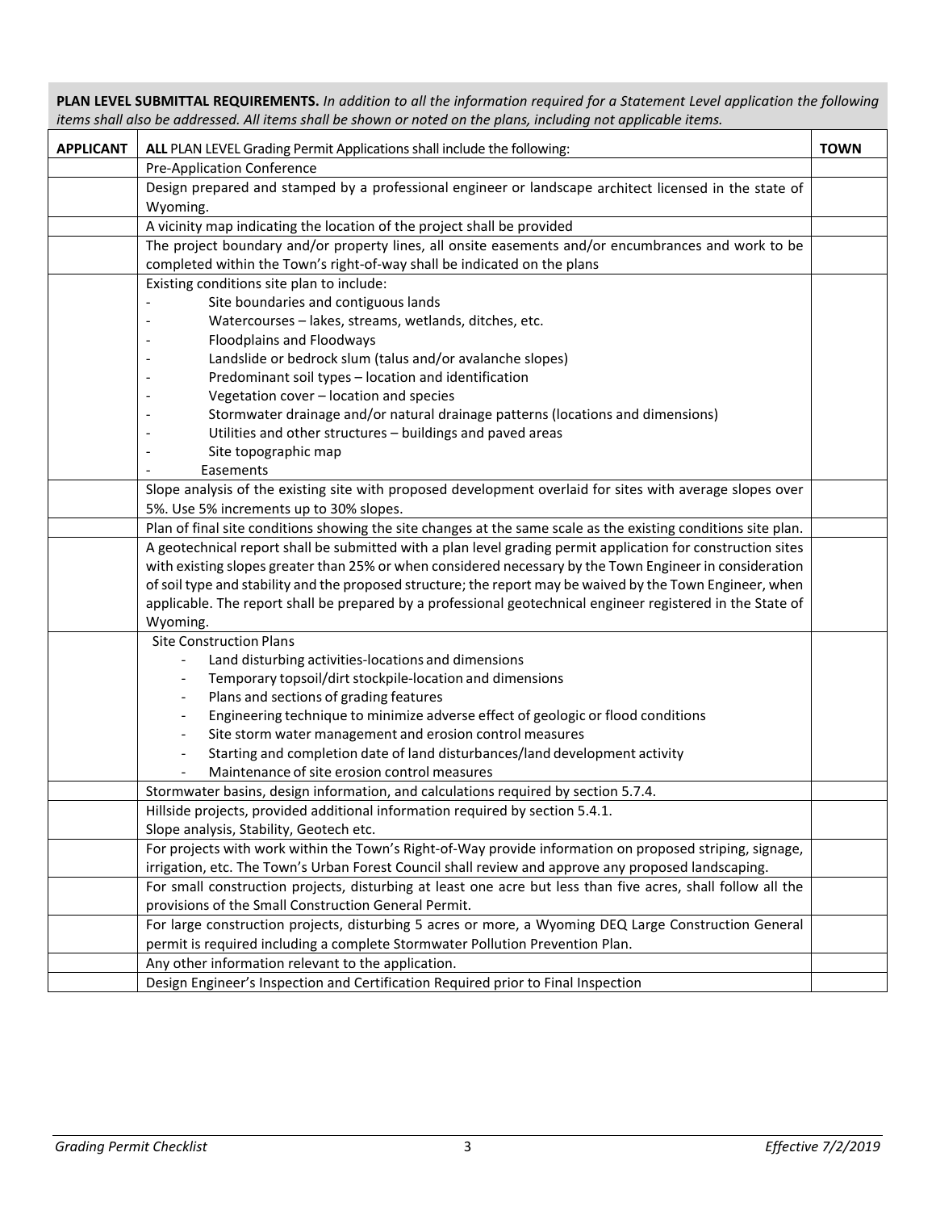**PLAN LEVEL SUBMITTAL REQUIREMENTS.** *In addition to all the information required for a Statement Level application the following items shall also be addressed. All items shall be shown or noted on the plans, including not applicable items.*

| APPLICANT | **ALL** PLAN LEVEL Grading Permit Applications shall include the following: | TOWN |
|---|---|---|
| | Pre-Application Conference | |
| | Design prepared and stamped by a professional engineer or landscape architect licensed in the state of Wyoming. | |
| | A vicinity map indicating the location of the project shall be provided | |
| | The project boundary and/or property lines, all onsite easements and/or encumbrances and work to be completed within the Town's right-of-way shall be indicated on the plans | |
| | Existing conditions site plan to include:<br>- Site boundaries and contiguous lands<br>- Watercourses – lakes, streams, wetlands, ditches, etc.<br>- Floodplains and Floodways<br>- Landslide or bedrock slum (talus and/or avalanche slopes)<br>- Predominant soil types – location and identification<br>- Vegetation cover – location and species<br>- Stormwater drainage and/or natural drainage patterns (locations and dimensions)<br>- Utilities and other structures – buildings and paved areas<br>- Site topographic map<br>- Easements | |
| | Slope analysis of the existing site with proposed development overlaid for sites with average slopes over 5%. Use 5% increments up to 30% slopes. | |
| | Plan of final site conditions showing the site changes at the same scale as the existing conditions site plan. | |
| | A geotechnical report shall be submitted with a plan level grading permit application for construction sites with existing slopes greater than 25% or when considered necessary by the Town Engineer in consideration of soil type and stability and the proposed structure; the report may be waived by the Town Engineer, when applicable. The report shall be prepared by a professional geotechnical engineer registered in the State of Wyoming. | |
| | Site Construction Plans<br>- Land disturbing activities-locations and dimensions<br>- Temporary topsoil/dirt stockpile-location and dimensions<br>- Plans and sections of grading features<br>- Engineering technique to minimize adverse effect of geologic or flood conditions<br>- Site storm water management and erosion control measures<br>- Starting and completion date of land disturbances/land development activity<br>- Maintenance of site erosion control measures | |
| | Stormwater basins, design information, and calculations required by section 5.7.4. | |
| | Hillside projects, provided additional information required by section 5.4.1.<br>Slope analysis, Stability, Geotech etc. | |
| | For projects with work within the Town's Right-of-Way provide information on proposed striping, signage, irrigation, etc. The Town's Urban Forest Council shall review and approve any proposed landscaping. | |
| | For small construction projects, disturbing at least one acre but less than five acres, shall follow all the provisions of the Small Construction General Permit. | |
| | For large construction projects, disturbing 5 acres or more, a Wyoming DEQ Large Construction General permit is required including a complete Stormwater Pollution Prevention Plan. | |
| | Any other information relevant to the application. | |
| | Design Engineer's Inspection and Certification Required prior to Final Inspection | |